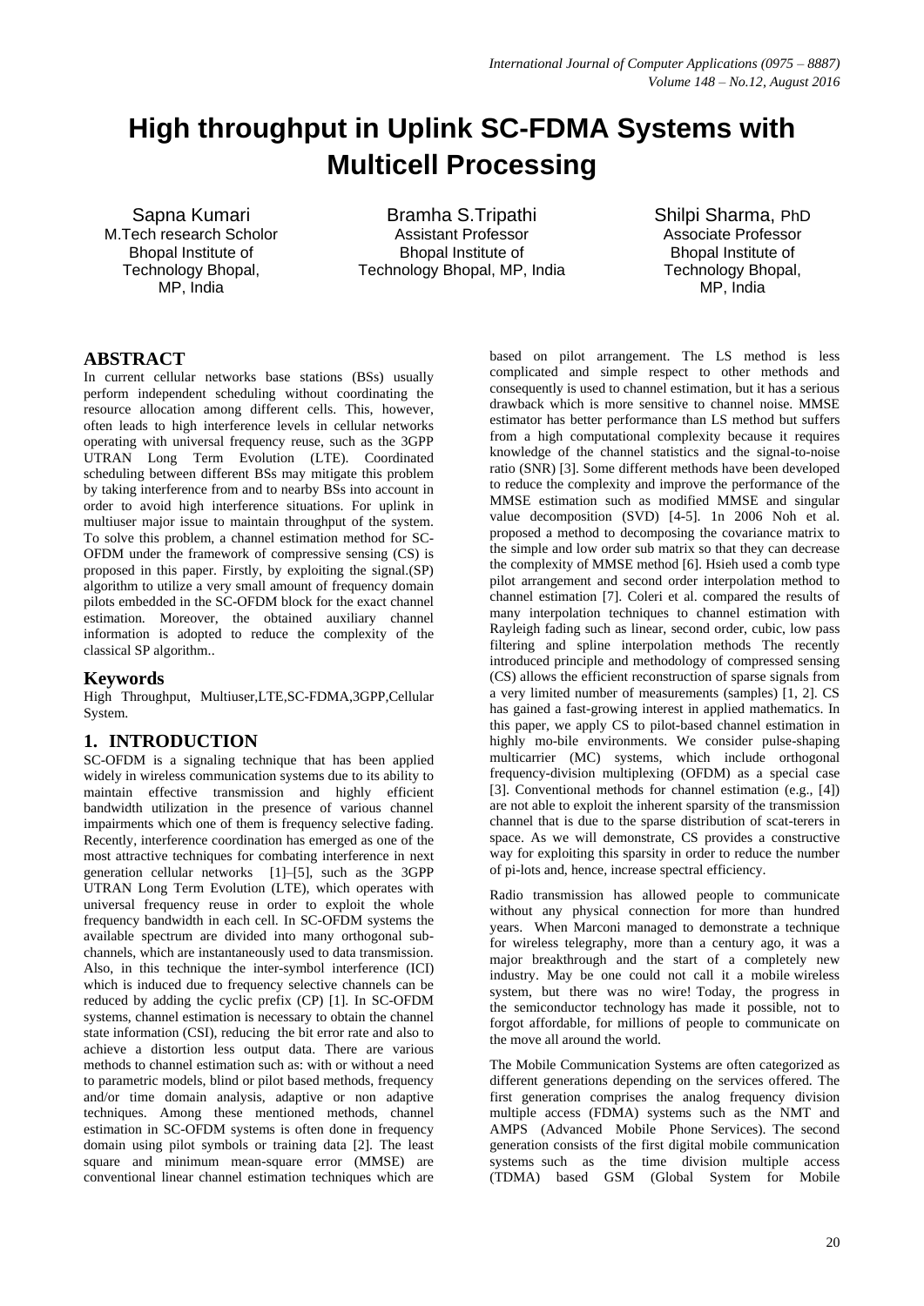# High throughput in Uplink SC-FDMA Systems with Multicell Processing

Sapna Kumari
M.Tech research Scholor
Bhopal Institute of Technology Bhopal, MP, India

Bramha S.Tripathi
Assistant Professor
Bhopal Institute of Technology Bhopal, MP, India

Shilpi Sharma, PhD
Associate Professor
Bhopal Institute of Technology Bhopal, MP, India

## ABSTRACT

In current cellular networks base stations (BSs) usually perform independent scheduling without coordinating the resource allocation among different cells. This, however, often leads to high interference levels in cellular networks operating with universal frequency reuse, such as the 3GPP UTRAN Long Term Evolution (LTE). Coordinated scheduling between different BSs may mitigate this problem by taking interference from and to nearby BSs into account in order to avoid high interference situations. For uplink in multiuser major issue to maintain throughput of the system. To solve this problem, a channel estimation method for SC-OFDM under the framework of compressive sensing (CS) is proposed in this paper. Firstly, by exploiting the signal.(SP) algorithm to utilize a very small amount of frequency domain pilots embedded in the SC-OFDM block for the exact channel estimation. Moreover, the obtained auxiliary channel information is adopted to reduce the complexity of the classical SP algorithm..

## Keywords

High Throughput, Multiuser,LTE,SC-FDMA,3GPP,Cellular System.

## 1. INTRODUCTION

SC-OFDM is a signaling technique that has been applied widely in wireless communication systems due to its ability to maintain effective transmission and highly efficient bandwidth utilization in the presence of various channel impairments which one of them is frequency selective fading. Recently, interference coordination has emerged as one of the most attractive techniques for combating interference in next generation cellular networks [1]–[5], such as the 3GPP UTRAN Long Term Evolution (LTE), which operates with universal frequency reuse in order to exploit the whole frequency bandwidth in each cell. In SC-OFDM systems the available spectrum are divided into many orthogonal sub-channels, which are instantaneously used to data transmission. Also, in this technique the inter-symbol interference (ICI) which is induced due to frequency selective channels can be reduced by adding the cyclic prefix (CP) [1]. In SC-OFDM systems, channel estimation is necessary to obtain the channel state information (CSI), reducing the bit error rate and also to achieve a distortion less output data. There are various methods to channel estimation such as: with or without a need to parametric models, blind or pilot based methods, frequency and/or time domain analysis, adaptive or non adaptive techniques. Among these mentioned methods, channel estimation in SC-OFDM systems is often done in frequency domain using pilot symbols or training data [2]. The least square and minimum mean-square error (MMSE) are conventional linear channel estimation techniques which are based on pilot arrangement. The LS method is less complicated and simple respect to other methods and consequently is used to channel estimation, but it has a serious drawback which is more sensitive to channel noise. MMSE estimator has better performance than LS method but suffers from a high computational complexity because it requires knowledge of the channel statistics and the signal-to-noise ratio (SNR) [3]. Some different methods have been developed to reduce the complexity and improve the performance of the MMSE estimation such as modified MMSE and singular value decomposition (SVD) [4-5]. 1n 2006 Noh et al. proposed a method to decomposing the covariance matrix to the simple and low order sub matrix so that they can decrease the complexity of MMSE method [6]. Hsieh used a comb type pilot arrangement and second order interpolation method to channel estimation [7]. Coleri et al. compared the results of many interpolation techniques to channel estimation with Rayleigh fading such as linear, second order, cubic, low pass filtering and spline interpolation methods The recently introduced principle and methodology of compressed sensing (CS) allows the efficient reconstruction of sparse signals from a very limited number of measurements (samples) [1, 2]. CS has gained a fast-growing interest in applied mathematics. In this paper, we apply CS to pilot-based channel estimation in highly mo-bile environments. We consider pulse-shaping multicarrier (MC) systems, which include orthogonal frequency-division multiplexing (OFDM) as a special case [3]. Conventional methods for channel estimation (e.g., [4]) are not able to exploit the inherent sparsity of the transmission channel that is due to the sparse distribution of scat-terers in space. As we will demonstrate, CS provides a constructive way for exploiting this sparsity in order to reduce the number of pi-lots and, hence, increase spectral efficiency.

Radio transmission has allowed people to communicate without any physical connection for more than hundred years. When Marconi managed to demonstrate a technique for wireless telegraphy, more than a century ago, it was a major breakthrough and the start of a completely new industry. May be one could not call it a mobile wireless system, but there was no wire! Today, the progress in the semiconductor technology has made it possible, not to forgot affordable, for millions of people to communicate on the move all around the world.

The Mobile Communication Systems are often categorized as different generations depending on the services offered. The first generation comprises the analog frequency division multiple access (FDMA) systems such as the NMT and AMPS (Advanced Mobile Phone Services). The second generation consists of the first digital mobile communication systems such as the time division multiple access (TDMA) based GSM (Global System for Mobile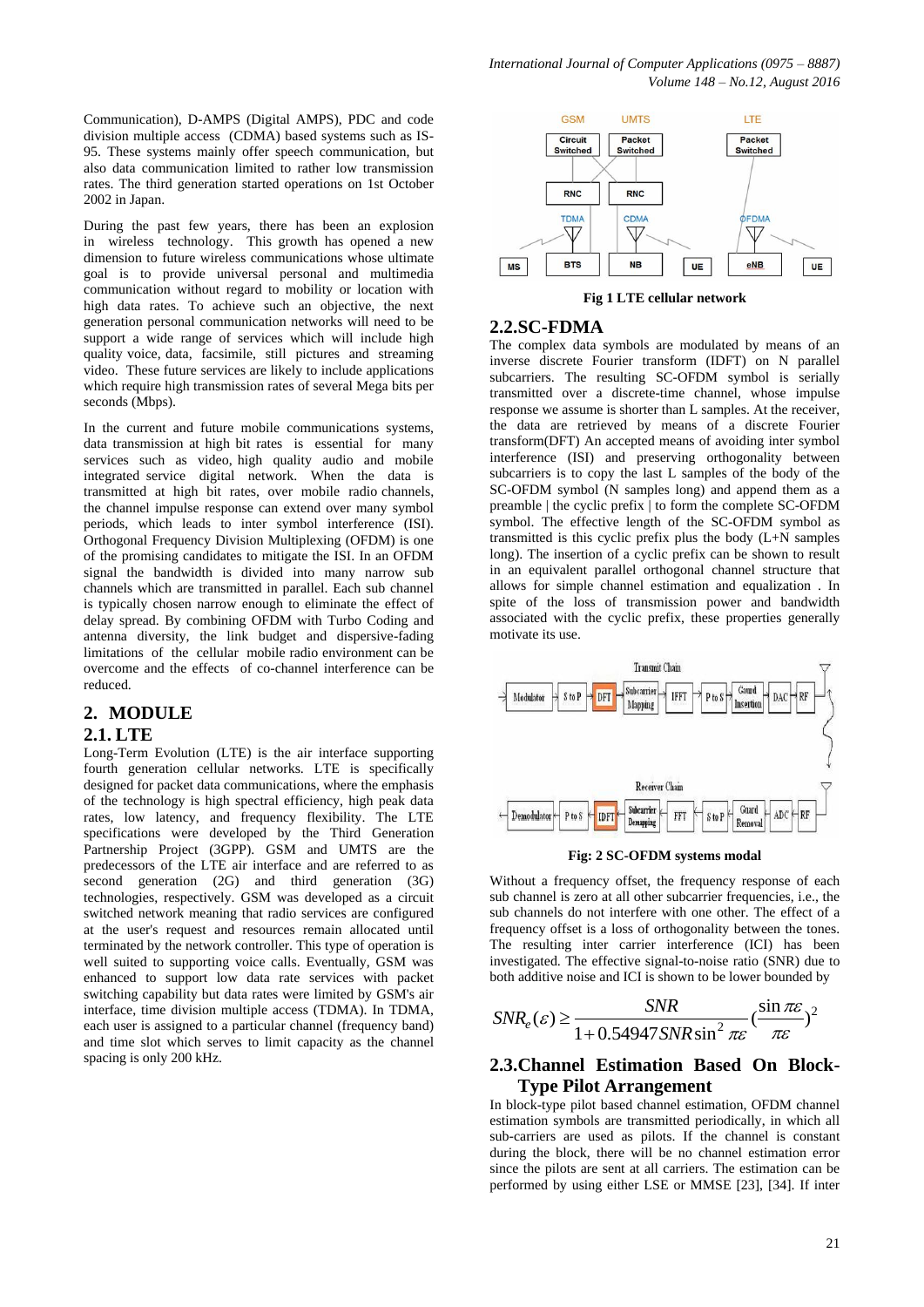Communication), D-AMPS (Digital AMPS), PDC and code division multiple access (CDMA) based systems such as IS-95. These systems mainly offer speech communication, but also data communication limited to rather low transmission rates. The third generation started operations on 1st October 2002 in Japan.

During the past few years, there has been an explosion in wireless technology. This growth has opened a new dimension to future wireless communications whose ultimate goal is to provide universal personal and multimedia communication without regard to mobility or location with high data rates. To achieve such an objective, the next generation personal communication networks will need to be support a wide range of services which will include high quality voice, data, facsimile, still pictures and streaming video. These future services are likely to include applications which require high transmission rates of several Mega bits per seconds (Mbps).

In the current and future mobile communications systems, data transmission at high bit rates is essential for many services such as video, high quality audio and mobile integrated service digital network. When the data is transmitted at high bit rates, over mobile radio channels, the channel impulse response can extend over many symbol periods, which leads to inter symbol interference (ISI). Orthogonal Frequency Division Multiplexing (OFDM) is one of the promising candidates to mitigate the ISI. In an OFDM signal the bandwidth is divided into many narrow sub channels which are transmitted in parallel. Each sub channel is typically chosen narrow enough to eliminate the effect of delay spread. By combining OFDM with Turbo Coding and antenna diversity, the link budget and dispersive-fading limitations of the cellular mobile radio environment can be overcome and the effects of co-channel interference can be reduced.

## 2. MODULE

### 2.1. LTE

Long-Term Evolution (LTE) is the air interface supporting fourth generation cellular networks. LTE is specifically designed for packet data communications, where the emphasis of the technology is high spectral efficiency, high peak data rates, low latency, and frequency flexibility. The LTE specifications were developed by the Third Generation Partnership Project (3GPP). GSM and UMTS are the predecessors of the LTE air interface and are referred to as second generation (2G) and third generation (3G) technologies, respectively. GSM was developed as a circuit switched network meaning that radio services are configured at the user's request and resources remain allocated until terminated by the network controller. This type of operation is well suited to supporting voice calls. Eventually, GSM was enhanced to support low data rate services with packet switching capability but data rates were limited by GSM's air interface, time division multiple access (TDMA). In TDMA, each user is assigned to a particular channel (frequency band) and time slot which serves to limit capacity as the channel spacing is only 200 kHz.

**Fig 1 LTE cellular network**

### 2.2. SC-FDMA

The complex data symbols are modulated by means of an inverse discrete Fourier transform (IDFT) on N parallel subcarriers. The resulting SC-OFDM symbol is serially transmitted over a discrete-time channel, whose impulse response we assume is shorter than L samples. At the receiver, the data are retrieved by means of a discrete Fourier transform(DFT) An accepted means of avoiding inter symbol interference (ISI) and preserving orthogonality between subcarriers is to copy the last L samples of the body of the SC-OFDM symbol (N samples long) and append them as a preamble | the cyclic prefix | to form the complete SC-OFDM symbol. The effective length of the SC-OFDM symbol as transmitted is this cyclic prefix plus the body (L+N samples long). The insertion of a cyclic prefix can be shown to result in an equivalent parallel orthogonal channel structure that allows for simple channel estimation and equalization . In spite of the loss of transmission power and bandwidth associated with the cyclic prefix, these properties generally motivate its use.

**Fig: 2 SC-OFDM systems modal**

Without a frequency offset, the frequency response of each sub channel is zero at all other subcarrier frequencies, i.e., the sub channels do not interfere with one other. The effect of a frequency offset is a loss of orthogonality between the tones. The resulting inter carrier interference (ICI) has been investigated. The effective signal-to-noise ratio (SNR) due to both additive noise and ICI is shown to be lower bounded by

$$SNR_e(\varepsilon) \geq \frac{SNR}{1+0.54947\,SNR\sin^2 \pi\varepsilon}\left(\frac{\sin \pi\varepsilon}{\pi\varepsilon}\right)^2$$

### 2.3. Channel Estimation Based On Block-Type Pilot Arrangement

In block-type pilot based channel estimation, OFDM channel estimation symbols are transmitted periodically, in which all sub-carriers are used as pilots. If the channel is constant during the block, there will be no channel estimation error since the pilots are sent at all carriers. The estimation can be performed by using either LSE or MMSE [23], [34]. If inter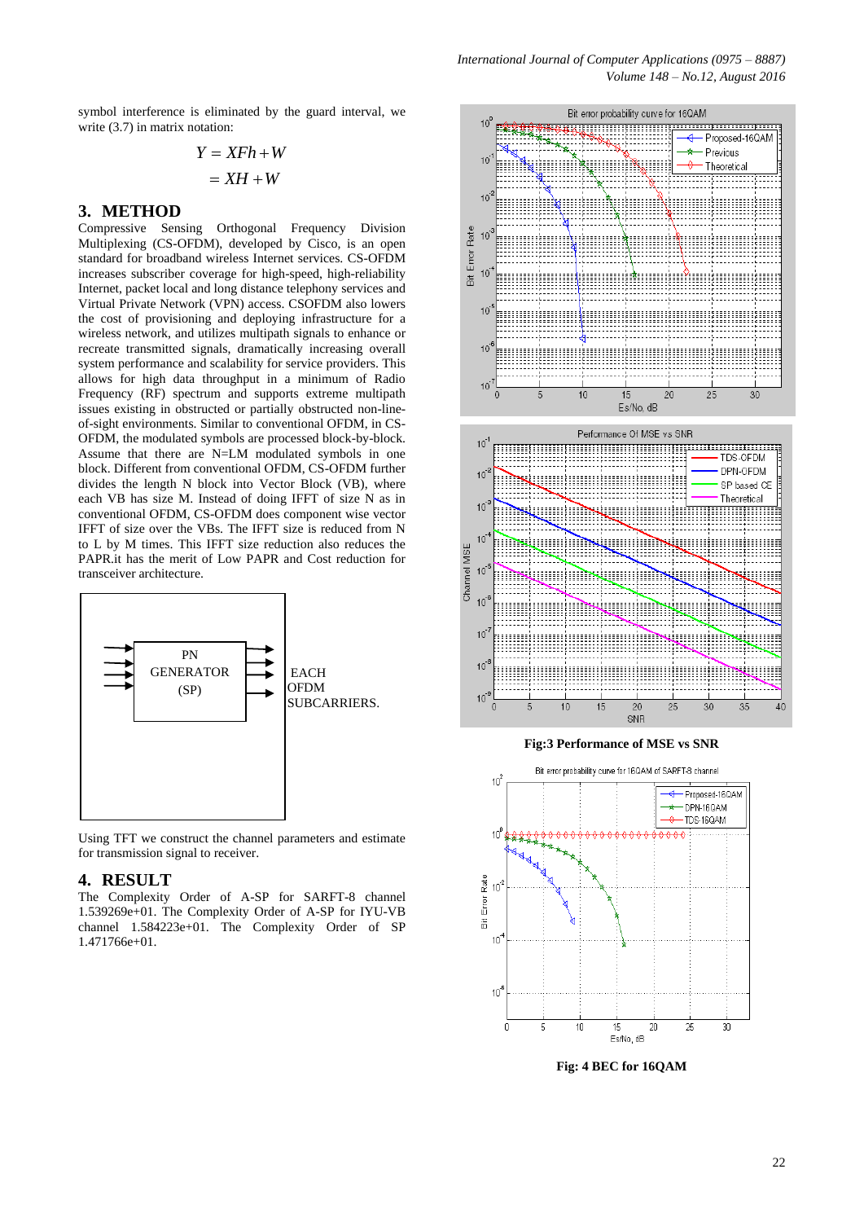symbol interference is eliminated by the guard interval, we write (3.7) in matrix notation:

$$Y = XFh + W$$
$$= XH + W$$

## 3. METHOD

Compressive Sensing Orthogonal Frequency Division Multiplexing (CS-OFDM), developed by Cisco, is an open standard for broadband wireless Internet services. CS-OFDM increases subscriber coverage for high-speed, high-reliability Internet, packet local and long distance telephony services and Virtual Private Network (VPN) access. CSOFDM also lowers the cost of provisioning and deploying infrastructure for a wireless network, and utilizes multipath signals to enhance or recreate transmitted signals, dramatically increasing overall system performance and scalability for service providers. This allows for high data throughput in a minimum of Radio Frequency (RF) spectrum and supports extreme multipath issues existing in obstructed or partially obstructed non-line-of-sight environments. Similar to conventional OFDM, in CS-OFDM, the modulated symbols are processed block-by-block. Assume that there are N=LM modulated symbols in one block. Different from conventional OFDM, CS-OFDM further divides the length N block into Vector Block (VB), where each VB has size M. Instead of doing IFFT of size N as in conventional OFDM, CS-OFDM does component wise vector IFFT of size over the VBs. The IFFT size is reduced from N to L by M times. This IFFT size reduction also reduces the PAPR.it has the merit of Low PAPR and Cost reduction for transceiver architecture.

PN GENERATOR (SP)

EACH OFDM SUBCARRIERS.

Using TFT we construct the channel parameters and estimate for transmission signal to receiver.

## 4. RESULT

The Complexity Order of A-SP for SARFT-8 channel 1.539269e+01. The Complexity Order of A-SP for IYU-VB channel 1.584223e+01. The Complexity Order of SP 1.471766e+01.

**Fig:3 Performance of MSE vs SNR**

**Fig: 4 BEC for 16QAM**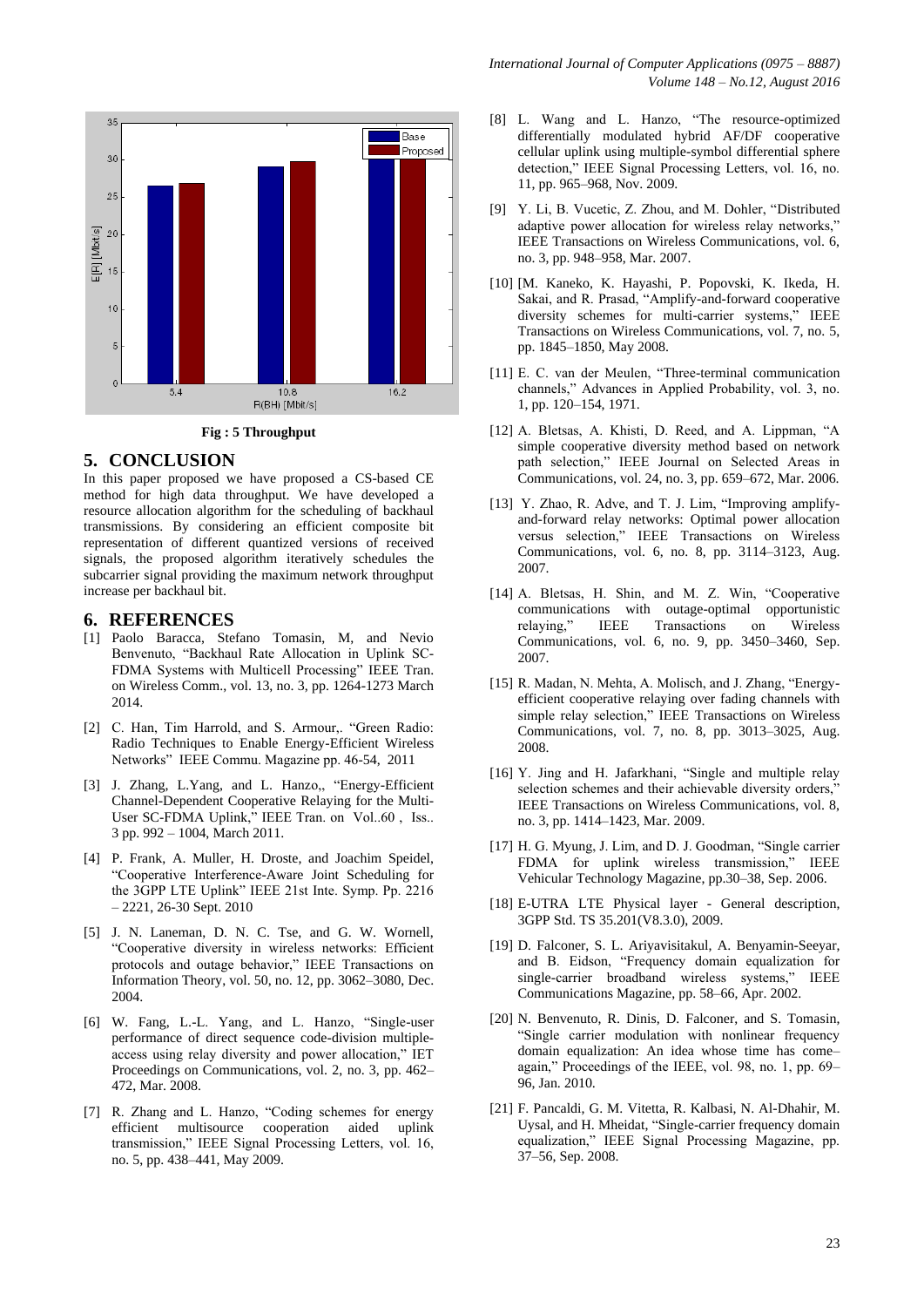Fig : 5 Throughput

## 5. CONCLUSION

In this paper proposed we have proposed a CS-based CE method for high data throughput. We have developed a resource allocation algorithm for the scheduling of backhaul transmissions. By considering an efficient composite bit representation of different quantized versions of received signals, the proposed algorithm iteratively schedules the subcarrier signal providing the maximum network throughput increase per backhaul bit.

## 6. REFERENCES

[1] Paolo Baracca, Stefano Tomasin, M, and Nevio Benvenuto, "Backhaul Rate Allocation in Uplink SC-FDMA Systems with Multicell Processing" IEEE Tran. on Wireless Comm., vol. 13, no. 3, pp. 1264-1273 March 2014.

[2] C. Han, Tim Harrold, and S. Armour,. "Green Radio: Radio Techniques to Enable Energy-Efficient Wireless Networks" IEEE Commu. Magazine pp. 46-54, 2011

[3] J. Zhang, L.Yang, and L. Hanzo,, "Energy-Efficient Channel-Dependent Cooperative Relaying for the Multi-User SC-FDMA Uplink," IEEE Tran. on Vol..60 , Iss.. 3 pp. 992 – 1004, March 2011.

[4] P. Frank, A. Muller, H. Droste, and Joachim Speidel, "Cooperative Interference-Aware Joint Scheduling for the 3GPP LTE Uplink" IEEE 21st Inte. Symp. Pp. 2216 – 2221, 26-30 Sept. 2010

[5] J. N. Laneman, D. N. C. Tse, and G. W. Wornell, "Cooperative diversity in wireless networks: Efficient protocols and outage behavior," IEEE Transactions on Information Theory, vol. 50, no. 12, pp. 3062–3080, Dec. 2004.

[6] W. Fang, L.-L. Yang, and L. Hanzo, "Single-user performance of direct sequence code-division multiple-access using relay diversity and power allocation," IET Proceedings on Communications, vol. 2, no. 3, pp. 462–472, Mar. 2008.

[7] R. Zhang and L. Hanzo, "Coding schemes for energy efficient multisource cooperation aided uplink transmission," IEEE Signal Processing Letters, vol. 16, no. 5, pp. 438–441, May 2009.

[8] L. Wang and L. Hanzo, "The resource-optimized differentially modulated hybrid AF/DF cooperative cellular uplink using multiple-symbol differential sphere detection," IEEE Signal Processing Letters, vol. 16, no. 11, pp. 965–968, Nov. 2009.

[9] Y. Li, B. Vucetic, Z. Zhou, and M. Dohler, "Distributed adaptive power allocation for wireless relay networks," IEEE Transactions on Wireless Communications, vol. 6, no. 3, pp. 948–958, Mar. 2007.

[10] [M. Kaneko, K. Hayashi, P. Popovski, K. Ikeda, H. Sakai, and R. Prasad, "Amplify-and-forward cooperative diversity schemes for multi-carrier systems," IEEE Transactions on Wireless Communications, vol. 7, no. 5, pp. 1845–1850, May 2008.

[11] E. C. van der Meulen, "Three-terminal communication channels," Advances in Applied Probability, vol. 3, no. 1, pp. 120–154, 1971.

[12] A. Bletsas, A. Khisti, D. Reed, and A. Lippman, "A simple cooperative diversity method based on network path selection," IEEE Journal on Selected Areas in Communications, vol. 24, no. 3, pp. 659–672, Mar. 2006.

[13] Y. Zhao, R. Adve, and T. J. Lim, "Improving amplify-and-forward relay networks: Optimal power allocation versus selection," IEEE Transactions on Wireless Communications, vol. 6, no. 8, pp. 3114–3123, Aug. 2007.

[14] A. Bletsas, H. Shin, and M. Z. Win, "Cooperative communications with outage-optimal opportunistic relaying," IEEE Transactions on Wireless Communications, vol. 6, no. 9, pp. 3450–3460, Sep. 2007.

[15] R. Madan, N. Mehta, A. Molisch, and J. Zhang, "Energy-efficient cooperative relaying over fading channels with simple relay selection," IEEE Transactions on Wireless Communications, vol. 7, no. 8, pp. 3013–3025, Aug. 2008.

[16] Y. Jing and H. Jafarkhani, "Single and multiple relay selection schemes and their achievable diversity orders," IEEE Transactions on Wireless Communications, vol. 8, no. 3, pp. 1414–1423, Mar. 2009.

[17] H. G. Myung, J. Lim, and D. J. Goodman, "Single carrier FDMA for uplink wireless transmission," IEEE Vehicular Technology Magazine, pp.30–38, Sep. 2006.

[18] E-UTRA LTE Physical layer - General description, 3GPP Std. TS 35.201(V8.3.0), 2009.

[19] D. Falconer, S. L. Ariyavisitakul, A. Benyamin-Seeyar, and B. Eidson, "Frequency domain equalization for single-carrier broadband wireless systems," IEEE Communications Magazine, pp. 58–66, Apr. 2002.

[20] N. Benvenuto, R. Dinis, D. Falconer, and S. Tomasin, "Single carrier modulation with nonlinear frequency domain equalization: An idea whose time has come–again," Proceedings of the IEEE, vol. 98, no. 1, pp. 69–96, Jan. 2010.

[21] F. Pancaldi, G. M. Vitetta, R. Kalbasi, N. Al-Dhahir, M. Uysal, and H. Mheidat, "Single-carrier frequency domain equalization," IEEE Signal Processing Magazine, pp. 37–56, Sep. 2008.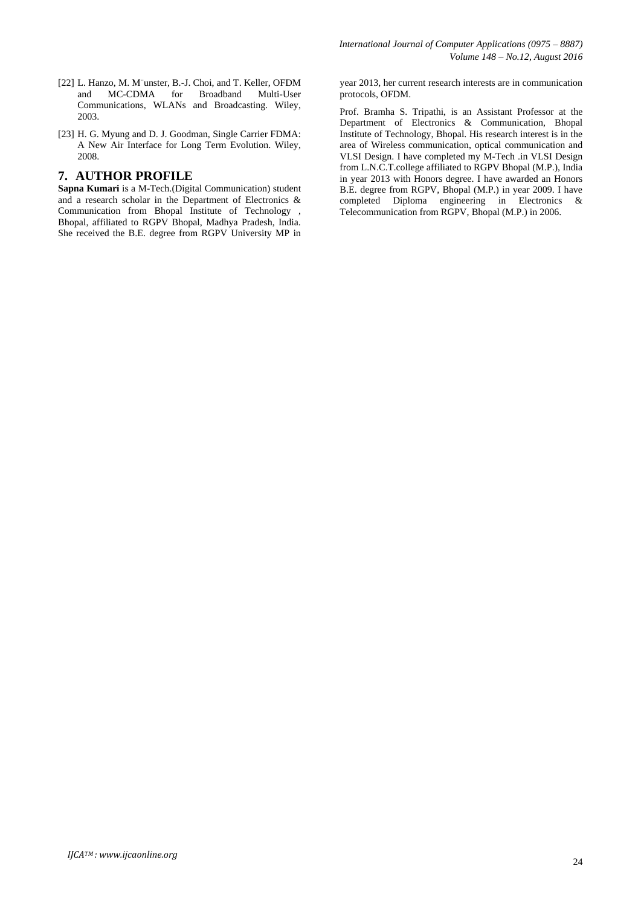[22] L. Hanzo, M. M¨unster, B.-J. Choi, and T. Keller, OFDM and MC-CDMA for Broadband Multi-User Communications, WLANs and Broadcasting. Wiley, 2003.

[23] H. G. Myung and D. J. Goodman, Single Carrier FDMA: A New Air Interface for Long Term Evolution. Wiley, 2008.

## 7. AUTHOR PROFILE

**Sapna Kumari** is a M-Tech.(Digital Communication) student and a research scholar in the Department of Electronics & Communication from Bhopal Institute of Technology , Bhopal, affiliated to RGPV Bhopal, Madhya Pradesh, India. She received the B.E. degree from RGPV University MP in year 2013, her current research interests are in communication protocols, OFDM.

Prof. Bramha S. Tripathi, is an Assistant Professor at the Department of Electronics & Communication, Bhopal Institute of Technology, Bhopal. His research interest is in the area of Wireless communication, optical communication and VLSI Design. I have completed my M-Tech .in VLSI Design from L.N.C.T.college affiliated to RGPV Bhopal (M.P.), India in year 2013 with Honors degree. I have awarded an Honors B.E. degree from RGPV, Bhopal (M.P.) in year 2009. I have completed Diploma engineering in Electronics & Telecommunication from RGPV, Bhopal (M.P.) in 2006.